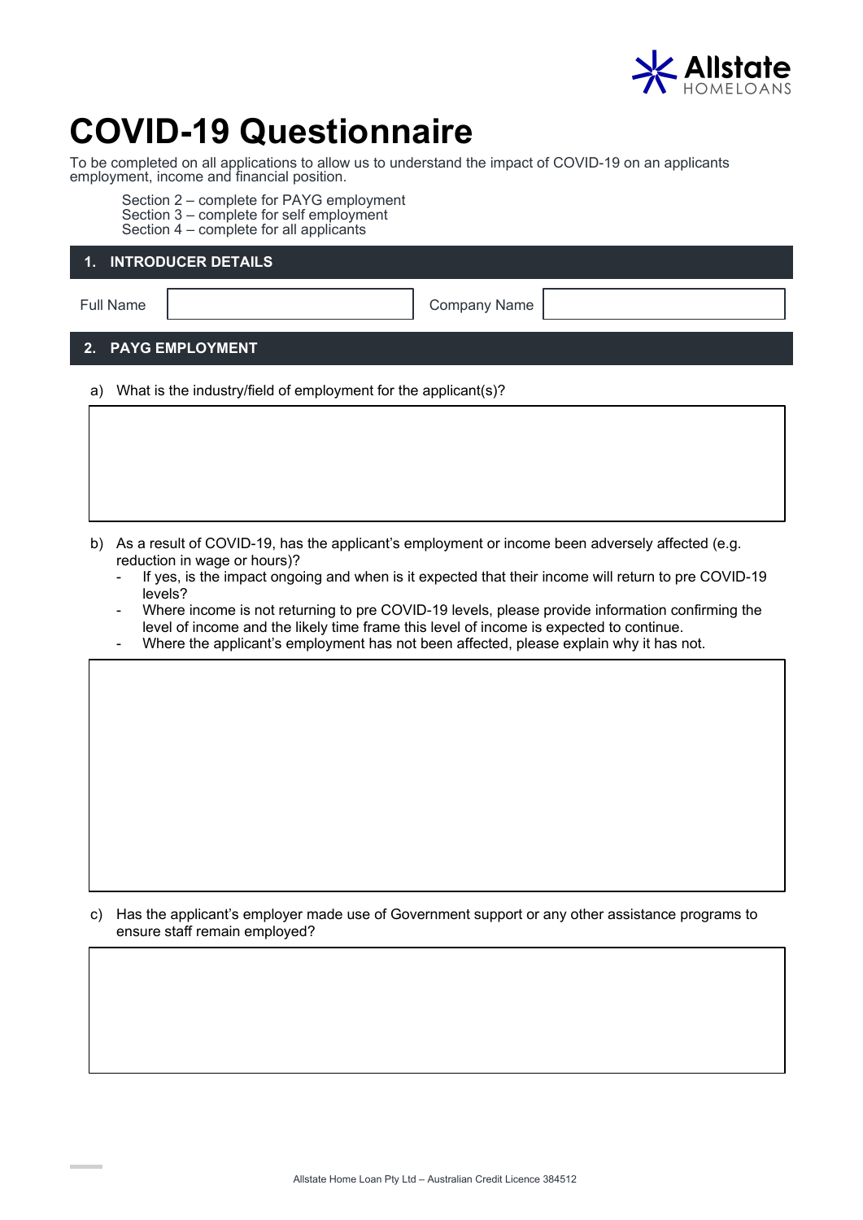Allstate HOMELOANS

# COVID-19 Questionnaire

To be completed on all applications to allow us to understand the impact of COVID-19 on an applicants employment, income and financial position.

Section 2 – complete for PAYG employment
Section 3 – complete for self employment
Section 4 – complete for all applicants

## 1. INTRODUCER DETAILS

| Full Name | | Company Name | |
|---|---|---|---|

## 2. PAYG EMPLOYMENT

a) What is the industry/field of employment for the applicant(s)?

b) As a result of COVID-19, has the applicant's employment or income been adversely affected (e.g. reduction in wage or hours)?
- If yes, is the impact ongoing and when is it expected that their income will return to pre COVID-19 levels?
- Where income is not returning to pre COVID-19 levels, please provide information confirming the level of income and the likely time frame this level of income is expected to continue.
- Where the applicant's employment has not been affected, please explain why it has not.

c) Has the applicant's employer made use of Government support or any other assistance programs to ensure staff remain employed?

Allstate Home Loan Pty Ltd – Australian Credit Licence 384512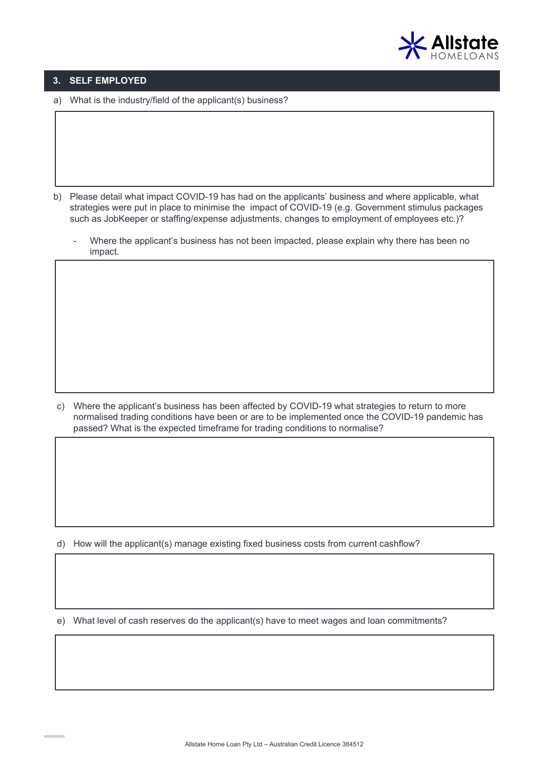## 3. SELF EMPLOYED

a) What is the industry/field of the applicant(s) business?

b) Please detail what impact COVID-19 has had on the applicants' business and where applicable, what strategies were put in place to minimise the impact of COVID-19 (e.g. Government stimulus packages such as JobKeeper or staffing/expense adjustments, changes to employment of employees etc.)?

- Where the applicant's business has not been impacted, please explain why there has been no impact.

c) Where the applicant's business has been affected by COVID-19 what strategies to return to more normalised trading conditions have been or are to be implemented once the COVID-19 pandemic has passed? What is the expected timeframe for trading conditions to normalise?

d) How will the applicant(s) manage existing fixed business costs from current cashflow?

e) What level of cash reserves do the applicant(s) have to meet wages and loan commitments?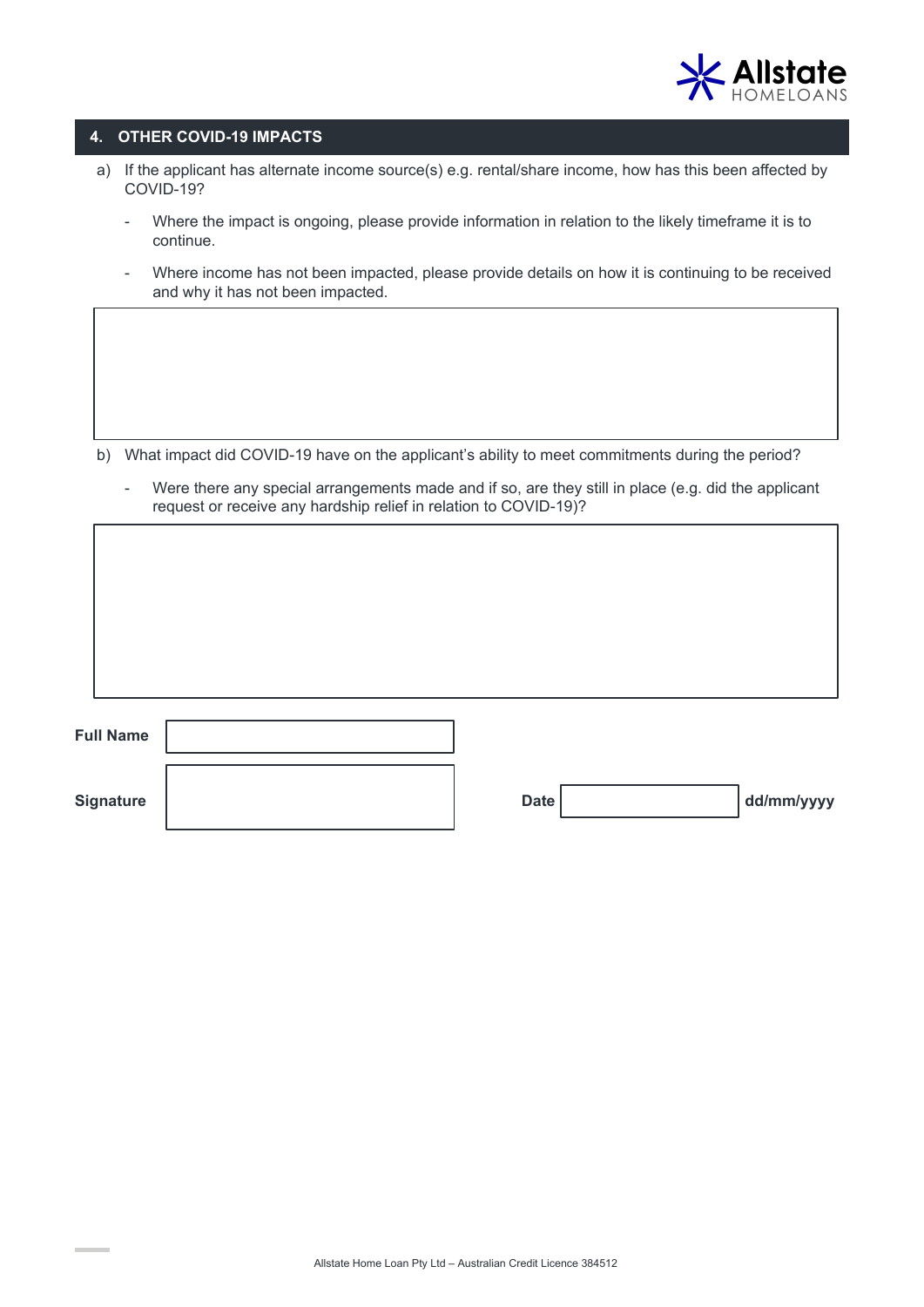## 4. OTHER COVID-19 IMPACTS

a) If the applicant has alternate income source(s) e.g. rental/share income, how has this been affected by COVID-19?

- Where the impact is ongoing, please provide information in relation to the likely timeframe it is to continue.
- Where income has not been impacted, please provide details on how it is continuing to be received and why it has not been impacted.

b) What impact did COVID-19 have on the applicant's ability to meet commitments during the period?

- Were there any special arrangements made and if so, are they still in place (e.g. did the applicant request or receive any hardship relief in relation to COVID-19)?

**Full Name**

**Signature**

**Date** **dd/mm/yyyy**

Allstate Home Loan Pty Ltd – Australian Credit Licence 384512